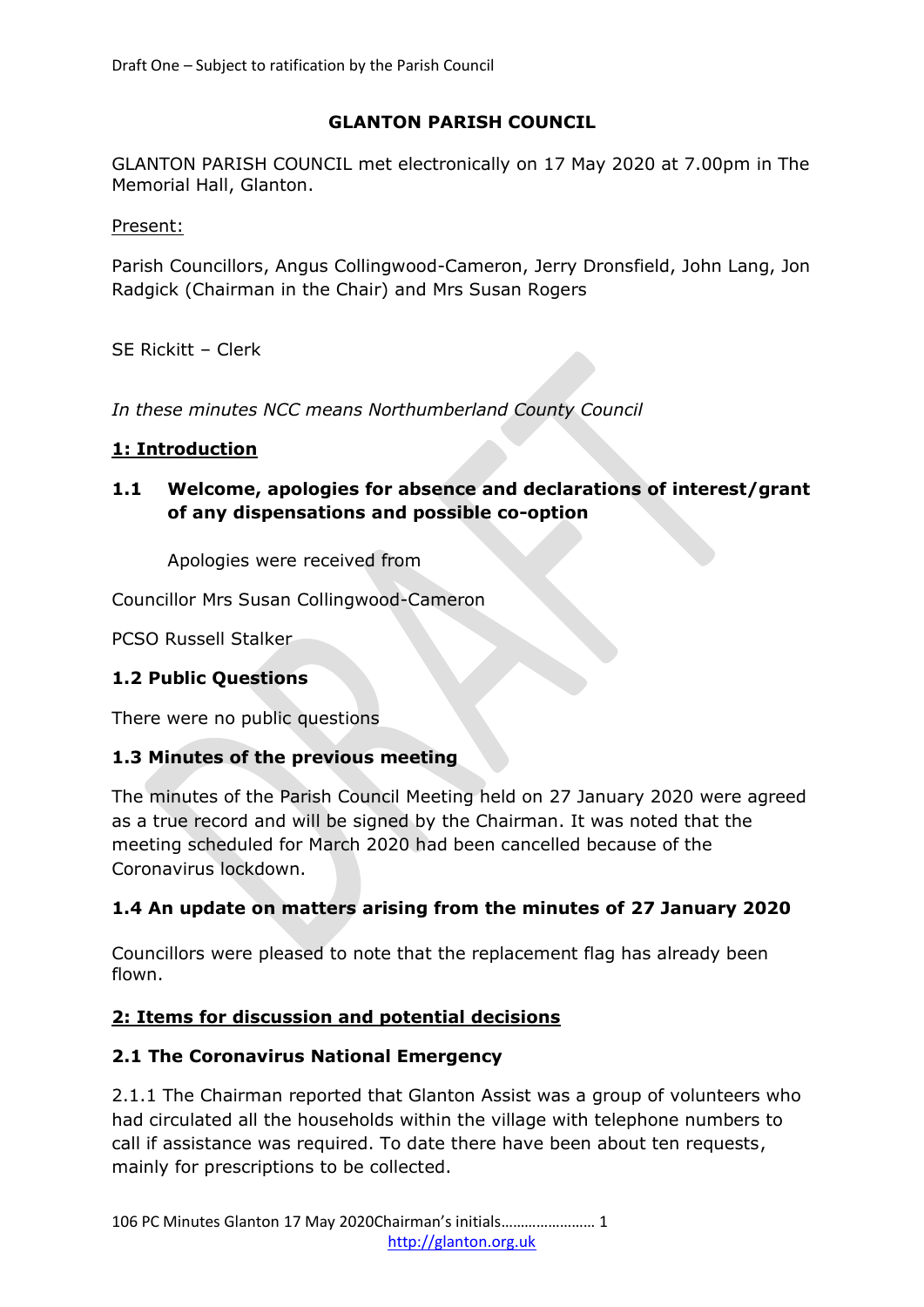Draft One – Subject to ratification by the Parish Council

# GLANTON PARISH COUNCIL

GLANTON PARISH COUNCIL met electronically on 17 May 2020 at 7.00pm in The Memorial Hall, Glanton.

Present:

Parish Councillors, Angus Collingwood-Cameron, Jerry Dronsfield, John Lang, Jon Radgick (Chairman in the Chair) and Mrs Susan Rogers

SE Rickitt – Clerk

*In these minutes NCC means Northumberland County Council*

## 1: Introduction

### 1.1 Welcome, apologies for absence and declarations of interest/grant of any dispensations and possible co-option

Apologies were received from

Councillor Mrs Susan Collingwood-Cameron

PCSO Russell Stalker

### 1.2 Public Questions

There were no public questions

### 1.3 Minutes of the previous meeting

The minutes of the Parish Council Meeting held on 27 January 2020 were agreed as a true record and will be signed by the Chairman. It was noted that the meeting scheduled for March 2020 had been cancelled because of the Coronavirus lockdown.

### 1.4 An update on matters arising from the minutes of 27 January 2020

Councillors were pleased to note that the replacement flag has already been flown.

## 2: Items for discussion and potential decisions

### 2.1 The Coronavirus National Emergency

2.1.1 The Chairman reported that Glanton Assist was a group of volunteers who had circulated all the households within the village with telephone numbers to call if assistance was required. To date there have been about ten requests, mainly for prescriptions to be collected.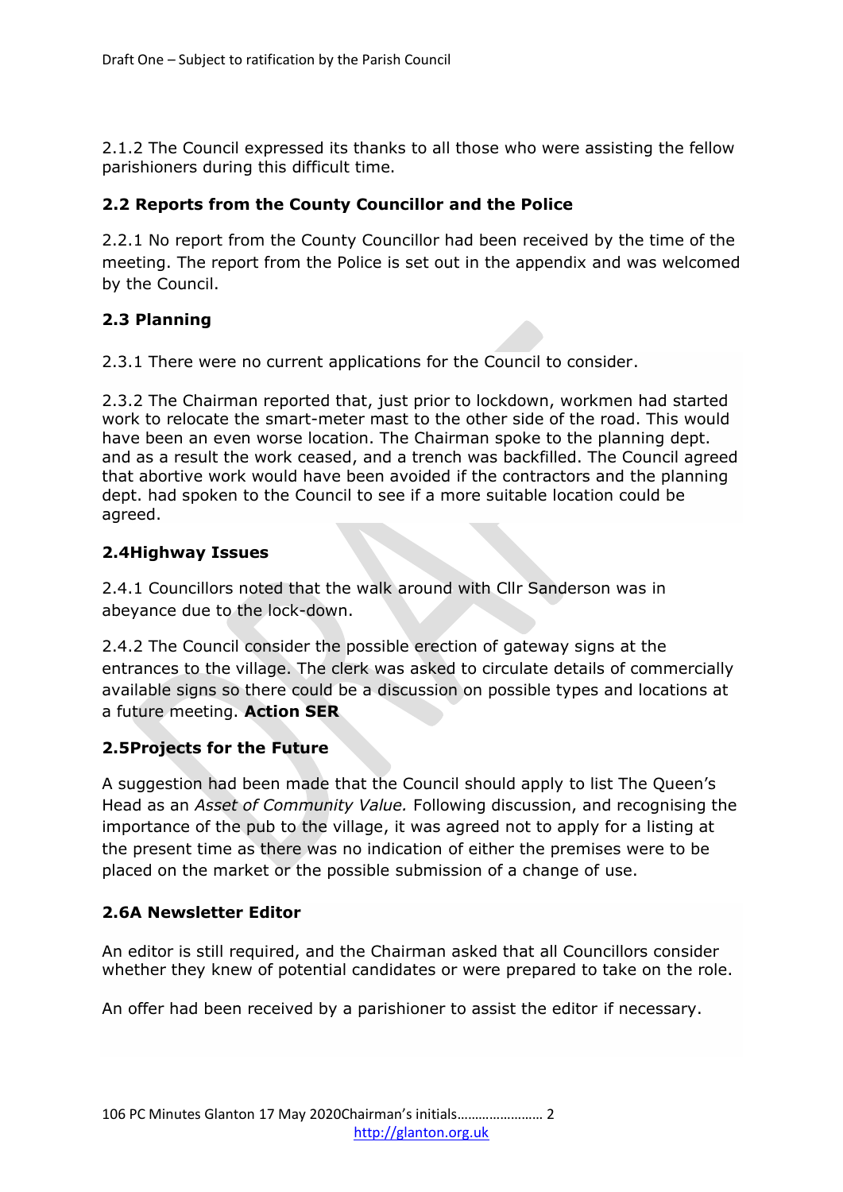2.1.2 The Council expressed its thanks to all those who were assisting the fellow parishioners during this difficult time.

### 2.2 Reports from the County Councillor and the Police

2.2.1 No report from the County Councillor had been received by the time of the meeting. The report from the Police is set out in the appendix and was welcomed by the Council.

### 2.3 Planning

2.3.1 There were no current applications for the Council to consider.

2.3.2 The Chairman reported that, just prior to lockdown, workmen had started work to relocate the smart-meter mast to the other side of the road. This would have been an even worse location. The Chairman spoke to the planning dept. and as a result the work ceased, and a trench was backfilled. The Council agreed that abortive work would have been avoided if the contractors and the planning dept. had spoken to the Council to see if a more suitable location could be agreed.

### 2.4Highway Issues

2.4.1 Councillors noted that the walk around with Cllr Sanderson was in abeyance due to the lock-down.

2.4.2 The Council consider the possible erection of gateway signs at the entrances to the village. The clerk was asked to circulate details of commercially available signs so there could be a discussion on possible types and locations at a future meeting. **Action SER**

### 2.5Projects for the Future

A suggestion had been made that the Council should apply to list The Queen's Head as an *Asset of Community Value.* Following discussion, and recognising the importance of the pub to the village, it was agreed not to apply for a listing at the present time as there was no indication of either the premises were to be placed on the market or the possible submission of a change of use.

### 2.6A Newsletter Editor

An editor is still required, and the Chairman asked that all Councillors consider whether they knew of potential candidates or were prepared to take on the role.

An offer had been received by a parishioner to assist the editor if necessary.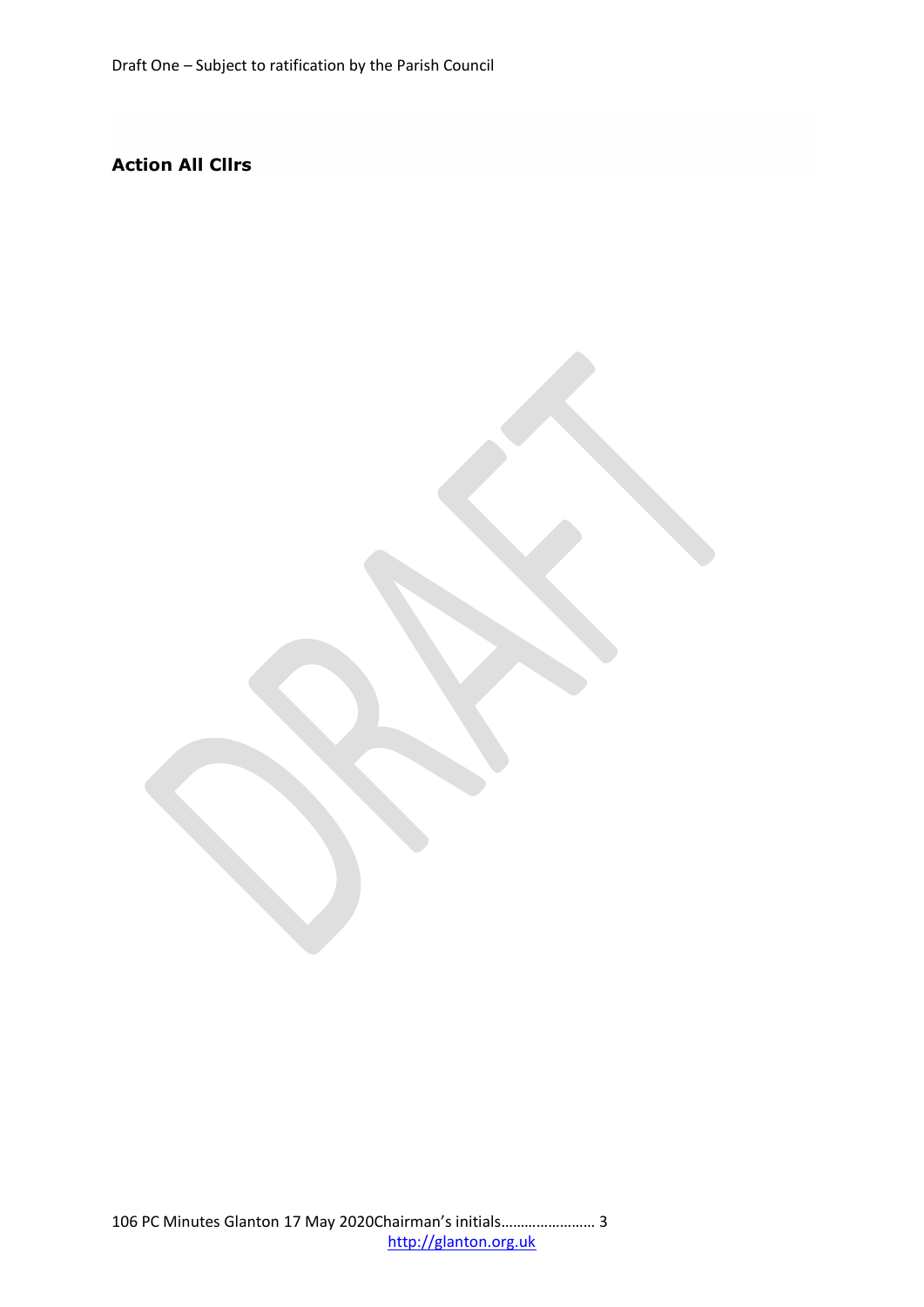**Action All Cllrs**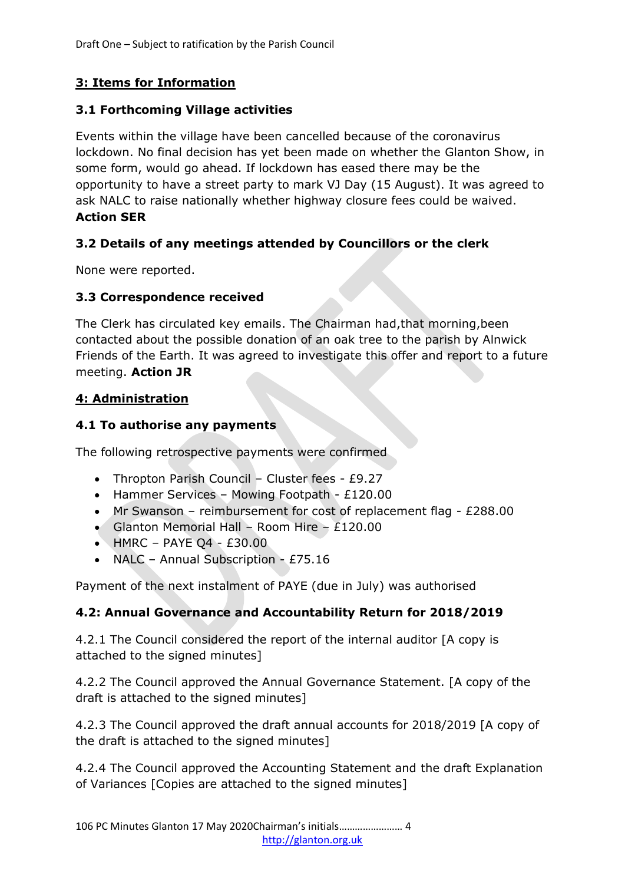## 3: Items for Information

### 3.1 Forthcoming Village activities

Events within the village have been cancelled because of the coronavirus lockdown. No final decision has yet been made on whether the Glanton Show, in some form, would go ahead. If lockdown has eased there may be the opportunity to have a street party to mark VJ Day (15 August). It was agreed to ask NALC to raise nationally whether highway closure fees could be waived. **Action SER**

### 3.2 Details of any meetings attended by Councillors or the clerk

None were reported.

### 3.3 Correspondence received

The Clerk has circulated key emails. The Chairman had,that morning,been contacted about the possible donation of an oak tree to the parish by Alnwick Friends of the Earth. It was agreed to investigate this offer and report to a future meeting. **Action JR**

## 4: Administration

### 4.1 To authorise any payments

The following retrospective payments were confirmed

- Thropton Parish Council – Cluster fees - £9.27
- Hammer Services – Mowing Footpath - £120.00
- Mr Swanson – reimbursement for cost of replacement flag - £288.00
- Glanton Memorial Hall – Room Hire – £120.00
- HMRC – PAYE Q4 - £30.00
- NALC – Annual Subscription - £75.16

Payment of the next instalment of PAYE (due in July) was authorised

### 4.2: Annual Governance and Accountability Return for 2018/2019

4.2.1 The Council considered the report of the internal auditor [A copy is attached to the signed minutes]

4.2.2 The Council approved the Annual Governance Statement. [A copy of the draft is attached to the signed minutes]

4.2.3 The Council approved the draft annual accounts for 2018/2019 [A copy of the draft is attached to the signed minutes]

4.2.4 The Council approved the Accounting Statement and the draft Explanation of Variances [Copies are attached to the signed minutes]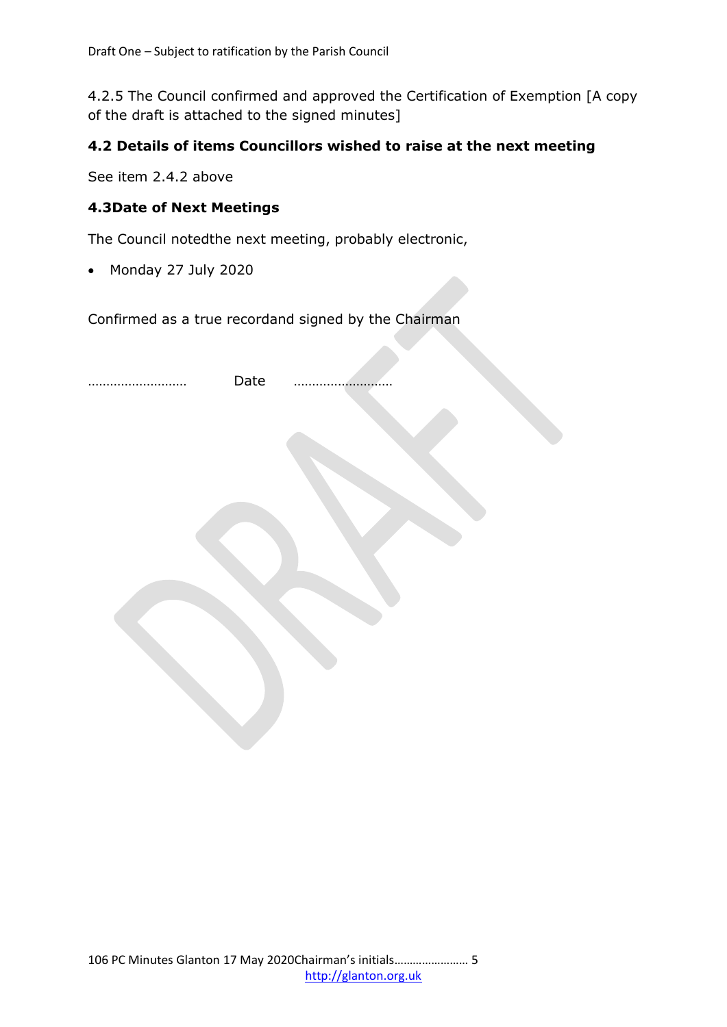4.2.5 The Council confirmed and approved the Certification of Exemption [A copy of the draft is attached to the signed minutes]

**4.2 Details of items Councillors wished to raise at the next meeting**

See item 2.4.2 above

**4.3Date of Next Meetings**

The Council notedthe next meeting, probably electronic,

- Monday 27 July 2020

Confirmed as a true recordand signed by the Chairman

……………………… Date ………………………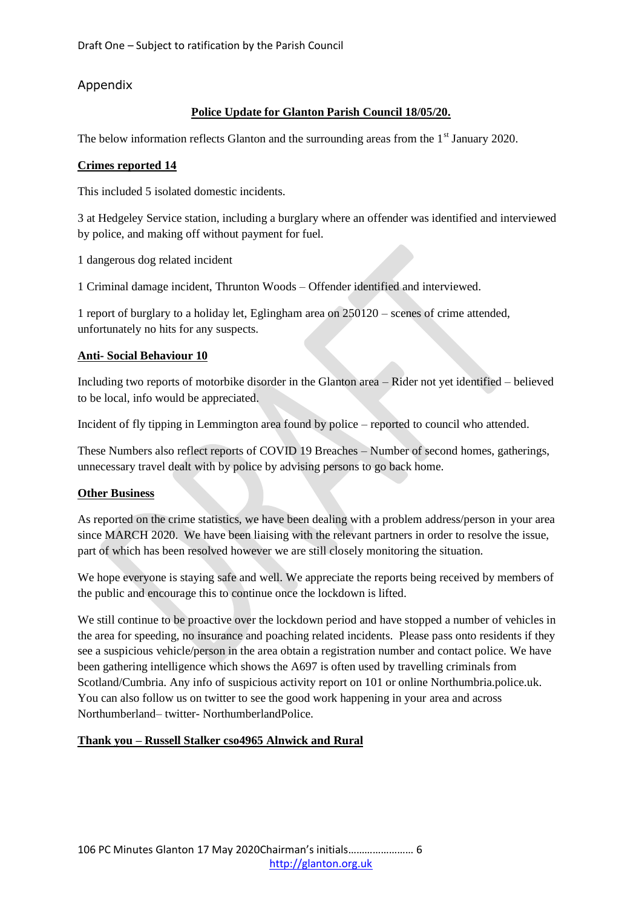Draft One – Subject to ratification by the Parish Council

Appendix

**Police Update for Glanton Parish Council 18/05/20.**

The below information reflects Glanton and the surrounding areas from the 1st January 2020.

**Crimes reported 14**

This included 5 isolated domestic incidents.

3 at Hedgeley Service station, including a burglary where an offender was identified and interviewed by police, and making off without payment for fuel.

1 dangerous dog related incident

1 Criminal damage incident, Thrunton Woods – Offender identified and interviewed.

1 report of burglary to a holiday let, Eglingham area on 250120 – scenes of crime attended, unfortunately no hits for any suspects.

**Anti- Social Behaviour 10**

Including two reports of motorbike disorder in the Glanton area – Rider not yet identified – believed to be local, info would be appreciated.

Incident of fly tipping in Lemmington area found by police – reported to council who attended.

These Numbers also reflect reports of COVID 19 Breaches – Number of second homes, gatherings, unnecessary travel dealt with by police by advising persons to go back home.

**Other Business**

As reported on the crime statistics, we have been dealing with a problem address/person in your area since MARCH 2020. We have been liaising with the relevant partners in order to resolve the issue, part of which has been resolved however we are still closely monitoring the situation.

We hope everyone is staying safe and well. We appreciate the reports being received by members of the public and encourage this to continue once the lockdown is lifted.

We still continue to be proactive over the lockdown period and have stopped a number of vehicles in the area for speeding, no insurance and poaching related incidents. Please pass onto residents if they see a suspicious vehicle/person in the area obtain a registration number and contact police. We have been gathering intelligence which shows the A697 is often used by travelling criminals from Scotland/Cumbria. Any info of suspicious activity report on 101 or online Northumbria.police.uk. You can also follow us on twitter to see the good work happening in your area and across Northumberland– twitter- NorthumberlandPolice.

**Thank you – Russell Stalker cso4965 Alnwick and Rural**

106 PC Minutes Glanton 17 May 2020Chairman's initials……………………

http://glanton.org.uk